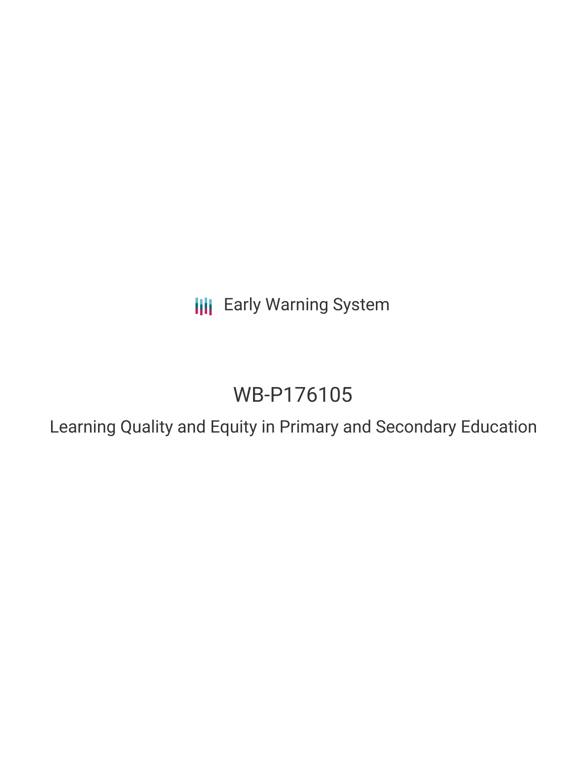Early Warning System

# WB-P176105

## Learning Quality and Equity in Primary and Secondary Education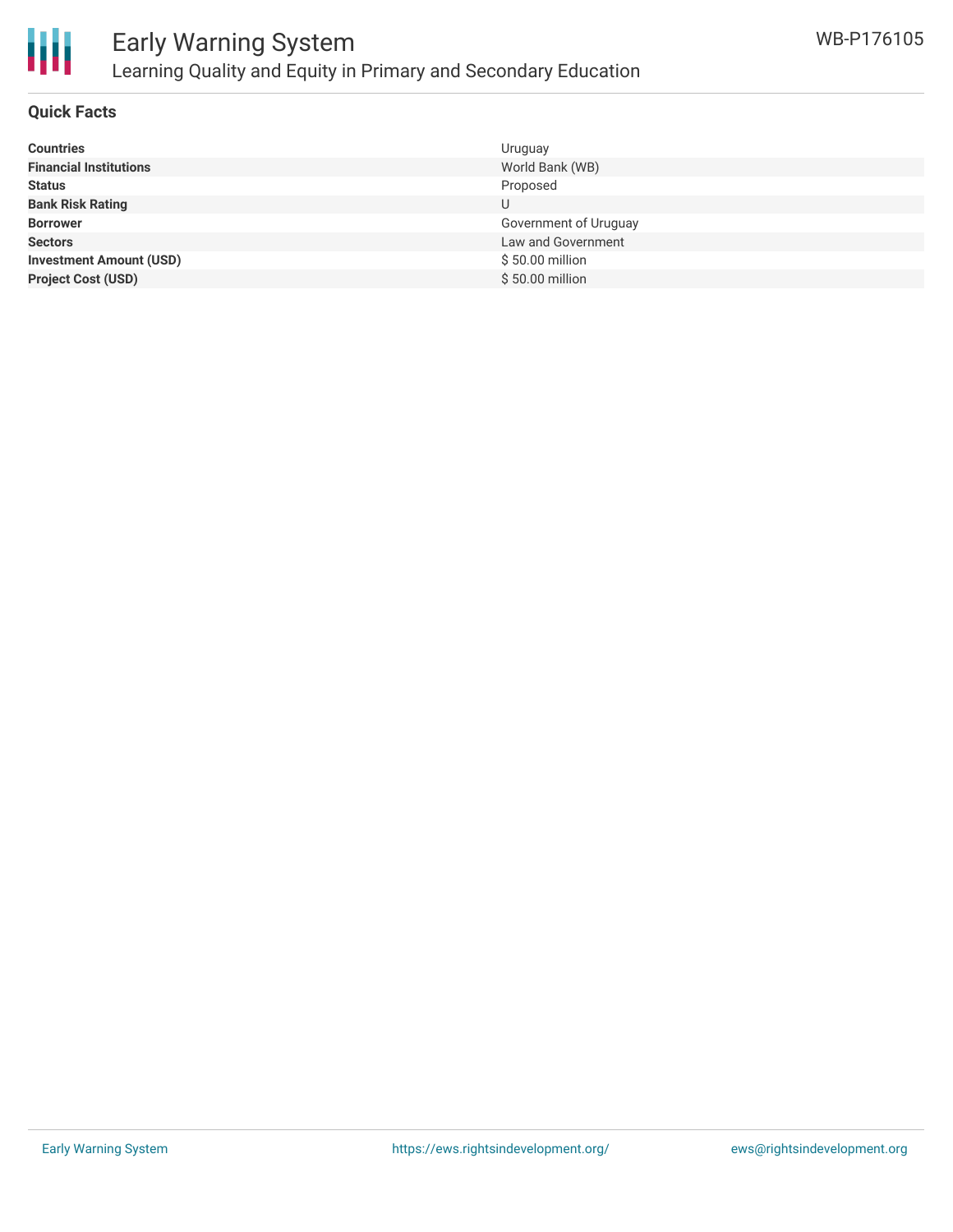# Early Warning System

## Learning Quality and Equity in Primary and Secondary Education

WB-P176105

### Quick Facts

| | |
|---|---|
| **Countries** | Uruguay |
| **Financial Institutions** | World Bank (WB) |
| **Status** | Proposed |
| **Bank Risk Rating** | U |
| **Borrower** | Government of Uruguay |
| **Sectors** | Law and Government |
| **Investment Amount (USD)** | $ 50.00 million |
| **Project Cost (USD)** | $ 50.00 million |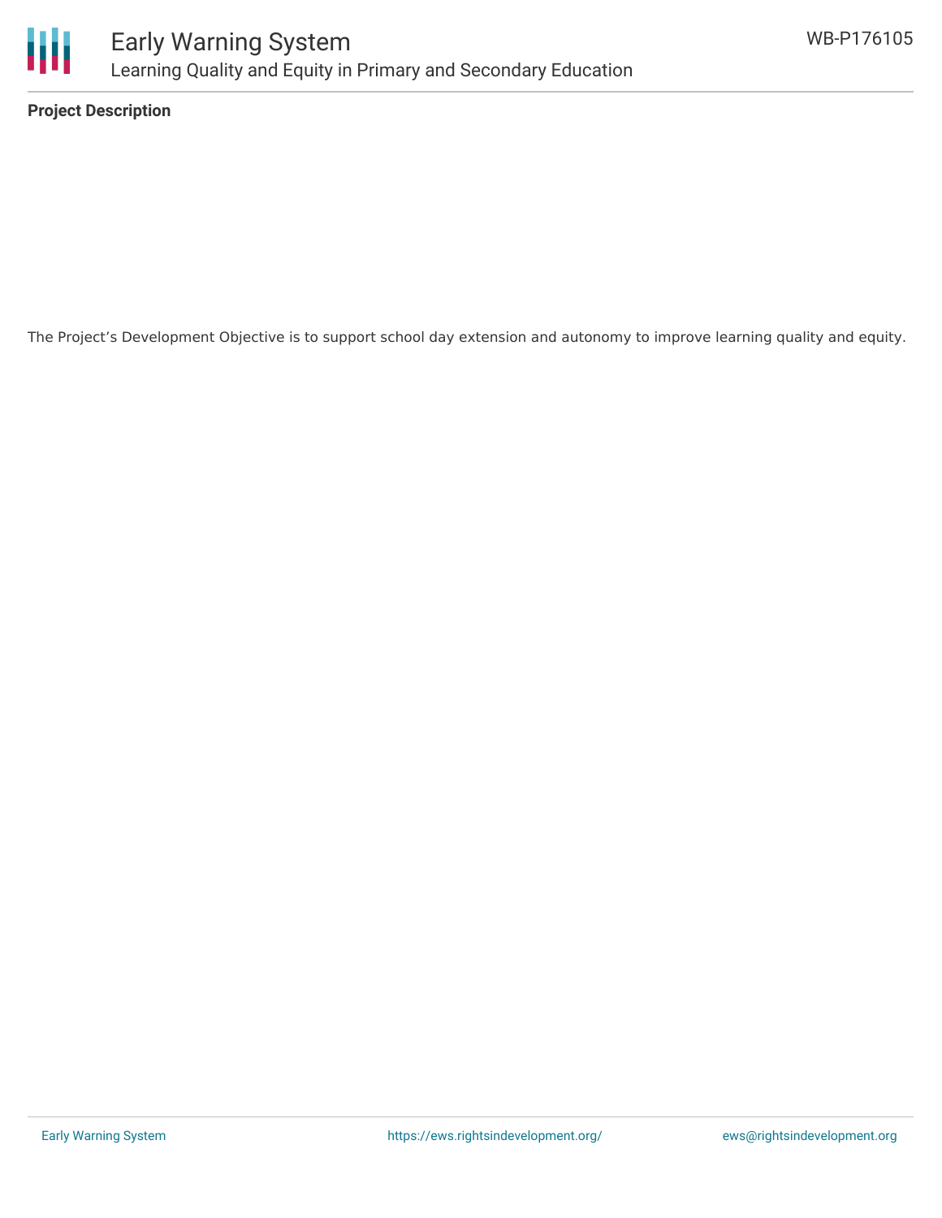**Project Description**

The Project's Development Objective is to support school day extension and autonomy to improve learning quality and equity.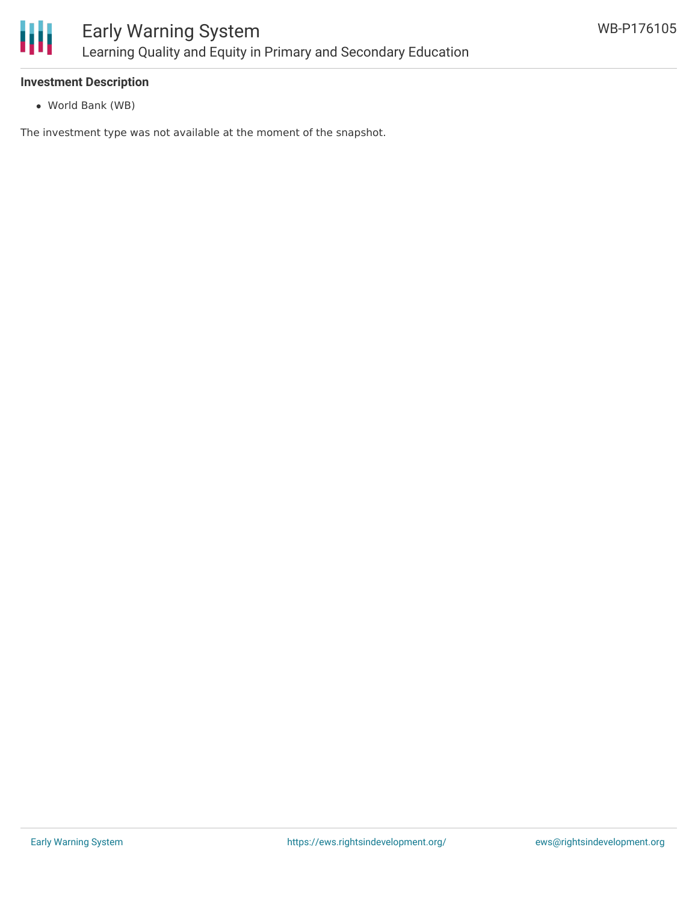**Investment Description**

- World Bank (WB)

The investment type was not available at the moment of the snapshot.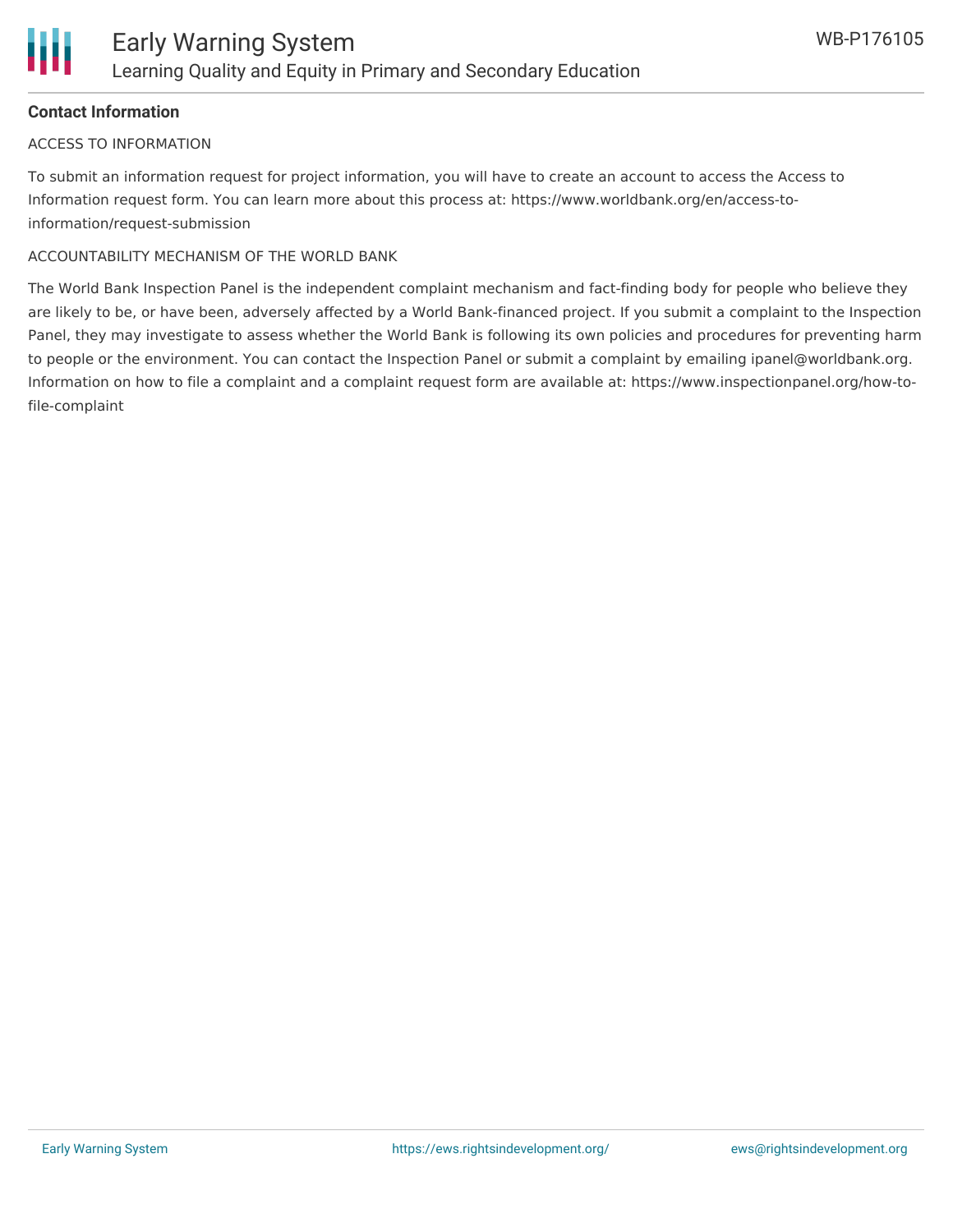**Contact Information**

ACCESS TO INFORMATION

To submit an information request for project information, you will have to create an account to access the Access to Information request form. You can learn more about this process at: https://www.worldbank.org/en/access-to-information/request-submission

ACCOUNTABILITY MECHANISM OF THE WORLD BANK

The World Bank Inspection Panel is the independent complaint mechanism and fact-finding body for people who believe they are likely to be, or have been, adversely affected by a World Bank-financed project. If you submit a complaint to the Inspection Panel, they may investigate to assess whether the World Bank is following its own policies and procedures for preventing harm to people or the environment. You can contact the Inspection Panel or submit a complaint by emailing ipanel@worldbank.org. Information on how to file a complaint and a complaint request form are available at: https://www.inspectionpanel.org/how-to-file-complaint